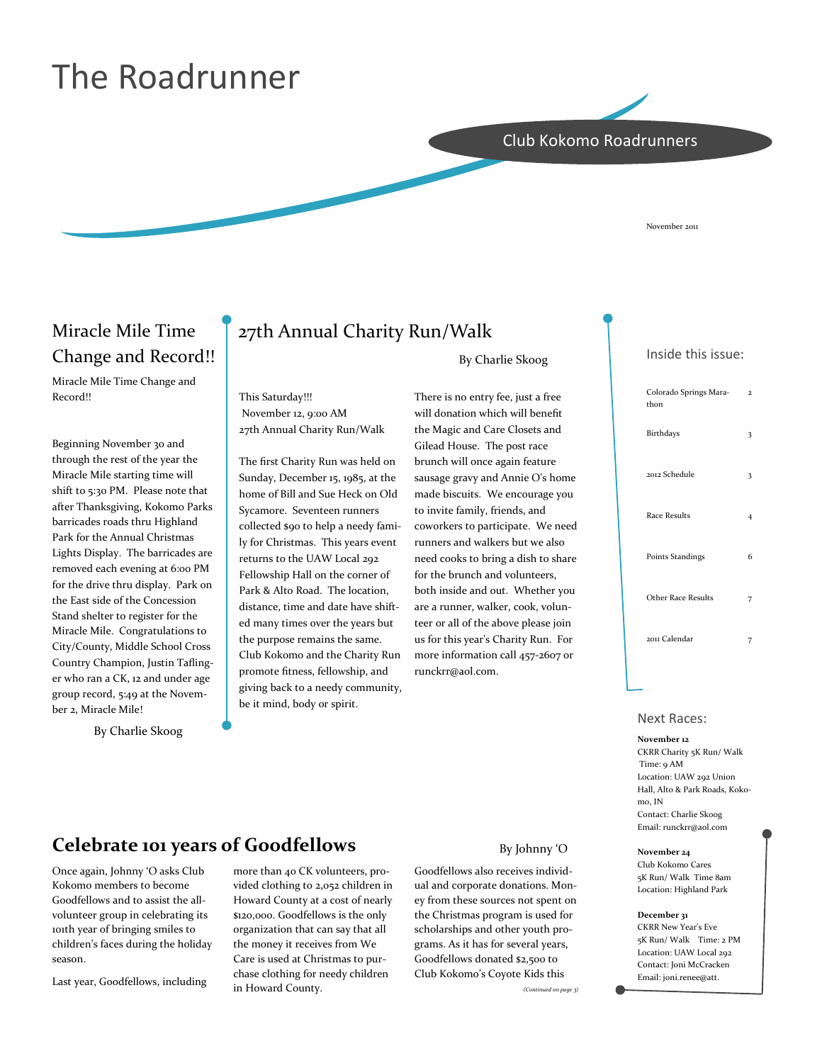# The Roadrunner

Club Kokomo Roadrunners

November 2011

## Miracle Mile Time Change and Record!!

Miracle Mile Time Change and Record!!

Beginning November 30 and through the rest of the year the Miracle Mile starting time will shift to 5:30 PM. Please note that after Thanksgiving, Kokomo Parks barricades roads thru Highland Park for the Annual Christmas Lights Display. The barricades are removed each evening at 6:00 PM for the drive thru display. Park on the East side of the Concession Stand shelter to register for the Miracle Mile. Congratulations to City/County, Middle School Cross Country Champion, Justin Taflinger who ran a CK, 12 and under age group record, 5:49 at the November 2, Miracle Mile!

By Charlie Skoog

## 27th Annual Charity Run/Walk

By Charlie Skoog

This Saturday!!!
November 12, 9:00 AM
27th Annual Charity Run/Walk

The first Charity Run was held on Sunday, December 15, 1985, at the home of Bill and Sue Heck on Old Sycamore. Seventeen runners collected $90 to help a needy family for Christmas. This years event returns to the UAW Local 292 Fellowship Hall on the corner of Park & Alto Road. The location, distance, time and date have shifted many times over the years but the purpose remains the same. Club Kokomo and the Charity Run promote fitness, fellowship, and giving back to a needy community, be it mind, body or spirit.

There is no entry fee, just a free will donation which will benefit the Magic and Care Closets and Gilead House. The post race brunch will once again feature sausage gravy and Annie O's home made biscuits. We encourage you to invite family, friends, and coworkers to participate. We need runners and walkers but we also need cooks to bring a dish to share for the brunch and volunteers, both inside and out. Whether you are a runner, walker, cook, volunteer or all of the above please join us for this year's Charity Run. For more information call 457-2607 or runckrr@aol.com.

### Inside this issue:

| | |
|---|---|
| Colorado Springs Marathon | 2 |
| Birthdays | 3 |
| 2012 Schedule | 3 |
| Race Results | 4 |
| Points Standings | 6 |
| Other Race Results | 7 |
| 2011 Calendar | 7 |

### Next Races:

**November 12**
CKRR Charity 5K Run/ Walk
Time: 9 AM
Location: UAW 292 Union Hall, Alto & Park Roads, Kokomo, IN
Contact: Charlie Skoog
Email: runckrr@aol.com

**November 24**
Club Kokomo Cares
5K Run/ Walk Time 8am
Location: Highland Park

**December 31**
CKRR New Year's Eve
5K Run/ Walk Time: 2 PM
Location: UAW Local 292
Contact: Joni McCracken
Email: joni.renee@att.

## Celebrate 101 years of Goodfellows

By Johnny 'O

Once again, Johnny 'O asks Club Kokomo members to become Goodfellows and to assist the all-volunteer group in celebrating its 101th year of bringing smiles to children's faces during the holiday season.

Last year, Goodfellows, including more than 40 CK volunteers, provided clothing to 2,052 children in Howard County at a cost of nearly $120,000. Goodfellows is the only organization that can say that all the money it receives from We Care is used at Christmas to purchase clothing for needy children in Howard County.

Goodfellows also receives individual and corporate donations. Money from these sources not spent on the Christmas program is used for scholarships and other youth programs. As it has for several years, Goodfellows donated $2,500 to Club Kokomo's Coyote Kids this

*(Continued on page 3)*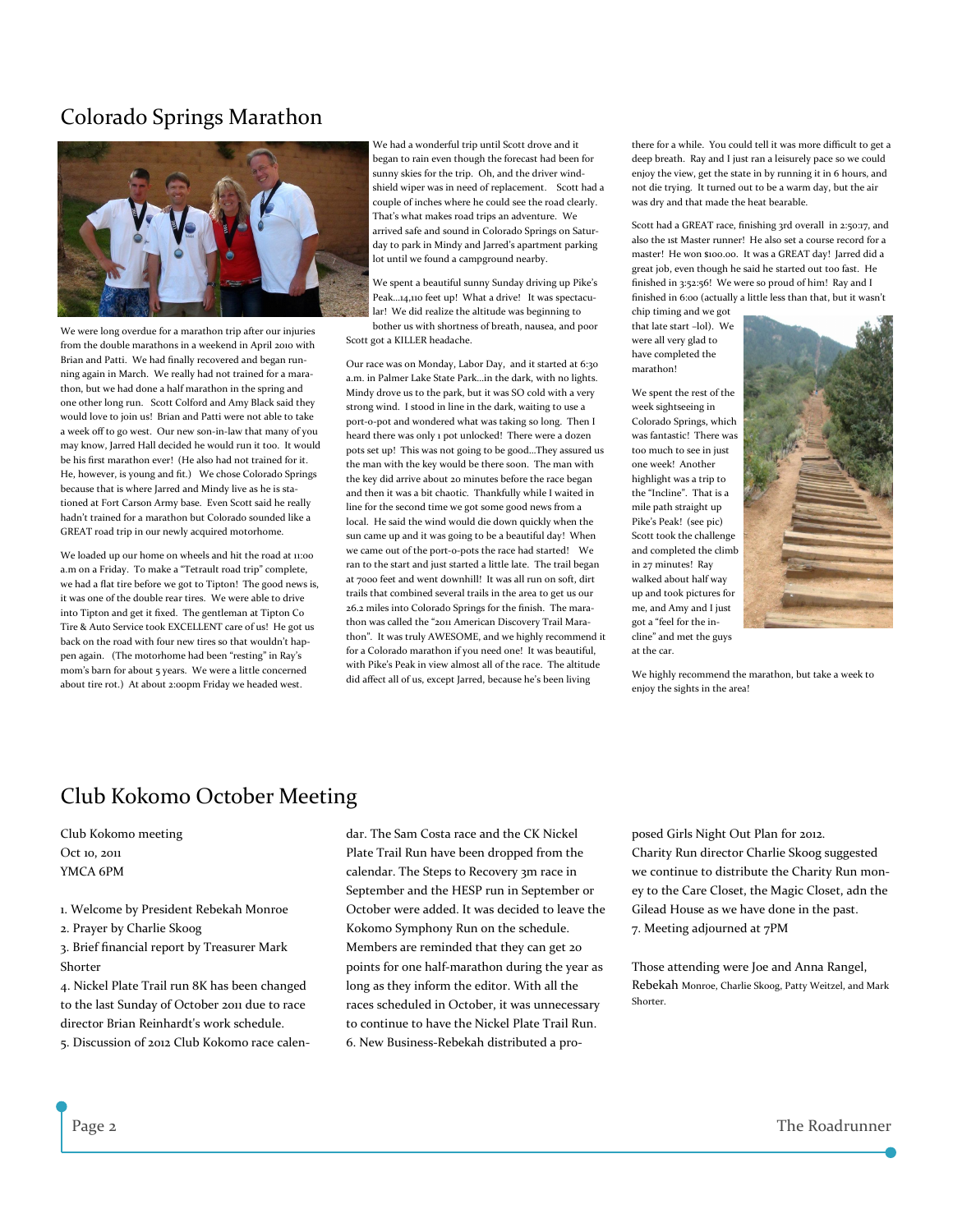# Colorado Springs Marathon

We were long overdue for a marathon trip after our injuries from the double marathons in a weekend in April 2010 with Brian and Patti. We had finally recovered and began running again in March. We really had not trained for a marathon, but we had done a half marathon in the spring and one other long run. Scott Colford and Amy Black said they would love to join us! Brian and Patti were not able to take a week off to go west. Our new son-in-law that many of you may know, Jarred Hall decided he would run it too. It would be his first marathon ever! (He also had not trained for it. He, however, is young and fit.) We chose Colorado Springs because that is where Jarred and Mindy live as he is stationed at Fort Carson Army base. Even Scott said he really hadn't trained for a marathon but Colorado sounded like a GREAT road trip in our newly acquired motorhome.

We loaded up our home on wheels and hit the road at 11:00 a.m on a Friday. To make a "Tetrault road trip" complete, we had a flat tire before we got to Tipton! The good news is, it was one of the double rear tires. We were able to drive into Tipton and get it fixed. The gentleman at Tipton Co Tire & Auto Service took EXCELLENT care of us! He got us back on the road with four new tires so that wouldn't happen again. (The motorhome had been "resting" in Ray's mom's barn for about 5 years. We were a little concerned about tire rot.) At about 2:00pm Friday we headed west.

We had a wonderful trip until Scott drove and it began to rain even though the forecast had been for sunny skies for the trip. Oh, and the driver windshield wiper was in need of replacement. Scott had a couple of inches where he could see the road clearly. That's what makes road trips an adventure. We arrived safe and sound in Colorado Springs on Saturday to park in Mindy and Jarred's apartment parking lot until we found a campground nearby.

We spent a beautiful sunny Sunday driving up Pike's Peak...14,110 feet up! What a drive! It was spectacular! We did realize the altitude was beginning to bother us with shortness of breath, nausea, and poor Scott got a KILLER headache.

Our race was on Monday, Labor Day, and it started at 6:30 a.m. in Palmer Lake State Park...in the dark, with no lights. Mindy drove us to the park, but it was SO cold with a very strong wind. I stood in line in the dark, waiting to use a port-o-pot and wondered what was taking so long. Then I heard there was only 1 pot unlocked! There were a dozen pots set up! This was not going to be good...They assured us the man with the key would be there soon. The man with the key did arrive about 20 minutes before the race began and then it was a bit chaotic. Thankfully while I waited in line for the second time we got some good news from a local. He said the wind would die down quickly when the sun came up and it was going to be a beautiful day! When we came out of the port-o-pots the race had started! We ran to the start and just started a little late. The trail began at 7000 feet and went downhill! It was all run on soft, dirt trails that combined several trails in the area to get us our 26.2 miles into Colorado Springs for the finish. The marathon was called the "2011 American Discovery Trail Marathon". It was truly AWESOME, and we highly recommend it for a Colorado marathon if you need one! It was beautiful, with Pike's Peak in view almost all of the race. The altitude did affect all of us, except Jarred, because he's been living there for a while. You could tell it was more difficult to get a deep breath. Ray and I just ran a leisurely pace so we could enjoy the view, get the state in by running it in 6 hours, and not die trying. It turned out to be a warm day, but the air was dry and that made the heat bearable.

Scott had a GREAT race, finishing 3rd overall in 2:50:17, and also the 1st Master runner! He also set a course record for a master! He won $100.00. It was a GREAT day! Jarred did a great job, even though he said he started out too fast. He finished in 3:52:56! We were so proud of him! Ray and I finished in 6:00 (actually a little less than that, but it wasn't chip timing and we got that late start –lol). We were all very glad to have completed the marathon!

We spent the rest of the week sightseeing in Colorado Springs, which was fantastic! There was too much to see in just one week! Another highlight was a trip to the "Incline". That is a mile path straight up Pike's Peak! (see pic) Scott took the challenge and completed the climb in 27 minutes! Ray walked about half way up and took pictures for me, and Amy and I just got a "feel for the incline" and met the guys at the car.

We highly recommend the marathon, but take a week to enjoy the sights in the area!

# Club Kokomo October Meeting

Club Kokomo meeting
Oct 10, 2011
YMCA 6PM

1. Welcome by President Rebekah Monroe
2. Prayer by Charlie Skoog
3. Brief financial report by Treasurer Mark Shorter
4. Nickel Plate Trail run 8K has been changed to the last Sunday of October 2011 due to race director Brian Reinhardt's work schedule.
5. Discussion of 2012 Club Kokomo race calendar. The Sam Costa race and the CK Nickel Plate Trail Run have been dropped from the calendar. The Steps to Recovery 3m race in September and the HESP run in September or October were added. It was decided to leave the Kokomo Symphony Run on the schedule. Members are reminded that they can get 20 points for one half-marathon during the year as long as they inform the editor. With all the races scheduled in October, it was unnecessary to continue to have the Nickel Plate Trail Run.
6. New Business-Rebekah distributed a proposed Girls Night Out Plan for 2012. Charity Run director Charlie Skoog suggested we continue to distribute the Charity Run money to the Care Closet, the Magic Closet, adn the Gilead House as we have done in the past.
7. Meeting adjourned at 7PM

Those attending were Joe and Anna Rangel, Rebekah Monroe, Charlie Skoog, Patty Weitzel, and Mark Shorter.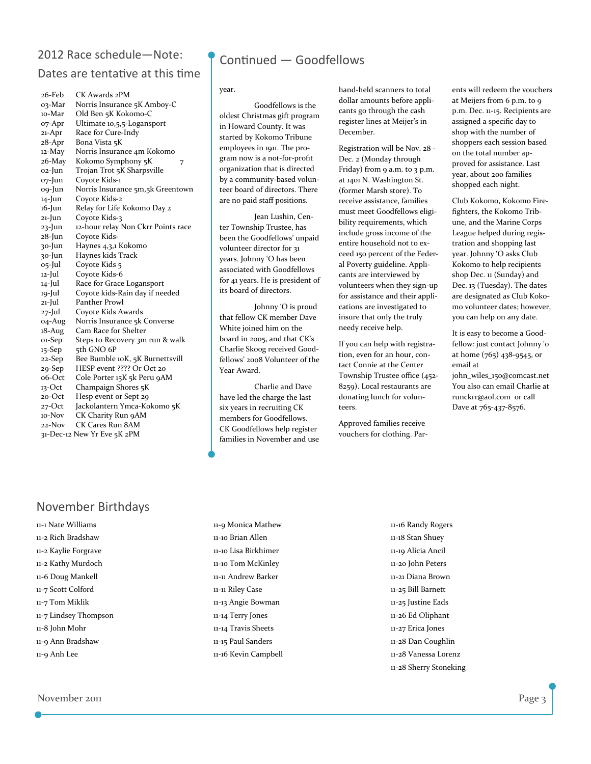## 2012 Race schedule—Note: Dates are tentative at this time

| Date | Event |
|---|---|
| 26-Feb | CK Awards 2PM |
| 03-Mar | Norris Insurance 5K Amboy-C |
| 10-Mar | Old Ben 5K Kokomo-C |
| 07-Apr | Ultimate 10,5,5-Logansport |
| 21-Apr | Race for Cure-Indy |
| 28-Apr | Bona Vista 5K |
| 12-May | Norris Insurance 4m Kokomo |
| 26-May | Kokomo Symphony 5K 7 |
| 02-Jun | Trojan Trot 5K Sharpsville |
| 07-Jun | Coyote Kids-1 |
| 09-Jun | Norris Insurance 5m,5k Greentown |
| 14-Jun | Coyote Kids-2 |
| 16-Jun | Relay for Life Kokomo Day 2 |
| 21-Jun | Coyote Kids-3 |
| 23-Jun | 12-hour relay Non Ckrr Points race |
| 28-Jun | Coyote Kids- |
| 30-Jun | Haynes 4,3,1 Kokomo |
| 30-Jun | Haynes kids Track |
| 05-Jul | Coyote Kids 5 |
| 12-Jul | Coyote Kids-6 |
| 14-Jul | Race for Grace Logansport |
| 19-Jul | Coyote kids-Rain day if needed |
| 21-Jul | Panther Prowl |
| 27-Jul | Coyote Kids Awards |
| 04-Aug | Norris Insurance 5k Converse |
| 18-Aug | Cam Race for Shelter |
| 01-Sep | Steps to Recovery 3m run & walk |
| 15-Sep | 5th GNO 6P |
| 22-Sep | Bee Bumble 10K, 5K Burnettsvill |
| 29-Sep | HESP event ???? Or Oct 20 |
| 06-Oct | Cole Porter 15K 5k Peru 9AM |
| 13-Oct | Champaign Shores 5K |
| 20-Oct | Hesp event or Sept 29 |
| 27-Oct | Jackolantern Ymca-Kokomo 5K |
| 10-Nov | CK Charity Run 9AM |
| 22-Nov | CK Cares Run 8AM |
| 31-Dec-12 | New Yr Eve 5K 2PM |

## Continued — Goodfellows

year.

Goodfellows is the oldest Christmas gift program in Howard County. It was started by Kokomo Tribune employees in 1911. The program now is a not-for-profit organization that is directed by a community-based volunteer board of directors. There are no paid staff positions.

Jean Lushin, Center Township Trustee, has been the Goodfellows' unpaid volunteer director for 31 years. Johnny 'O has been associated with Goodfellows for 41 years. He is president of its board of directors.

Johnny 'O is proud that fellow CK member Dave White joined him on the board in 2005, and that CK's Charlie Skoog received Goodfellows' 2008 Volunteer of the Year Award.

Charlie and Dave have led the charge the last six years in recruiting CK members for Goodfellows. CK Goodfellows help register families in November and use hand-held scanners to total dollar amounts before applicants go through the cash register lines at Meijer's in December.

Registration will be Nov. 28 - Dec. 2 (Monday through Friday) from 9 a.m. to 3 p.m. at 1401 N. Washington St. (former Marsh store). To receive assistance, families must meet Goodfellows eligibility requirements, which include gross income of the entire household not to exceed 150 percent of the Federal Poverty guideline. Applicants are interviewed by volunteers when they sign-up for assistance and their applications are investigated to insure that only the truly needy receive help.

If you can help with registration, even for an hour, contact Connie at the Center Township Trustee office (452-8259). Local restaurants are donating lunch for volunteers.

Approved families receive vouchers for clothing. Parents will redeem the vouchers at Meijers from 6 p.m. to 9 p.m. Dec. 11-15. Recipients are assigned a specific day to shop with the number of shoppers each session based on the total number approved for assistance. Last year, about 200 families shopped each night.

Club Kokomo, Kokomo Firefighters, the Kokomo Tribune, and the Marine Corps League helped during registration and shopping last year. Johnny 'O asks Club Kokomo to help recipients shop Dec. 11 (Sunday) and Dec. 13 (Tuesday). The dates are designated as Club Kokomo volunteer dates; however, you can help on any date.

It is easy to become a Goodfellow: just contact Johnny 'o at home (765) 438-9545, or email at john_wiles_150@comcast.net You also can email Charlie at runckrr@aol.com or call Dave at 765-437-8576.

## November Birthdays

11-1 Nate Williams
11-2 Rich Bradshaw
11-2 Kaylie Forgrave
11-2 Kathy Murdoch
11-6 Doug Mankell
11-7 Scott Colford
11-7 Tom Miklik
11-7 Lindsey Thompson
11-8 John Mohr
11-9 Ann Bradshaw
11-9 Anh Lee
11-9 Monica Mathew
11-10 Brian Allen
11-10 Lisa Birkhimer
11-10 Tom McKinley
11-11 Andrew Barker
11-11 Riley Case
11-13 Angie Bowman
11-14 Terry Jones
11-14 Travis Sheets
11-15 Paul Sanders
11-16 Kevin Campbell
11-16 Randy Rogers
11-18 Stan Shuey
11-19 Alicia Ancil
11-20 John Peters
11-21 Diana Brown
11-25 Bill Barnett
11-25 Justine Eads
11-26 Ed Oliphant
11-27 Erica Jones
11-28 Dan Coughlin
11-28 Vanessa Lorenz
11-28 Sherry Stoneking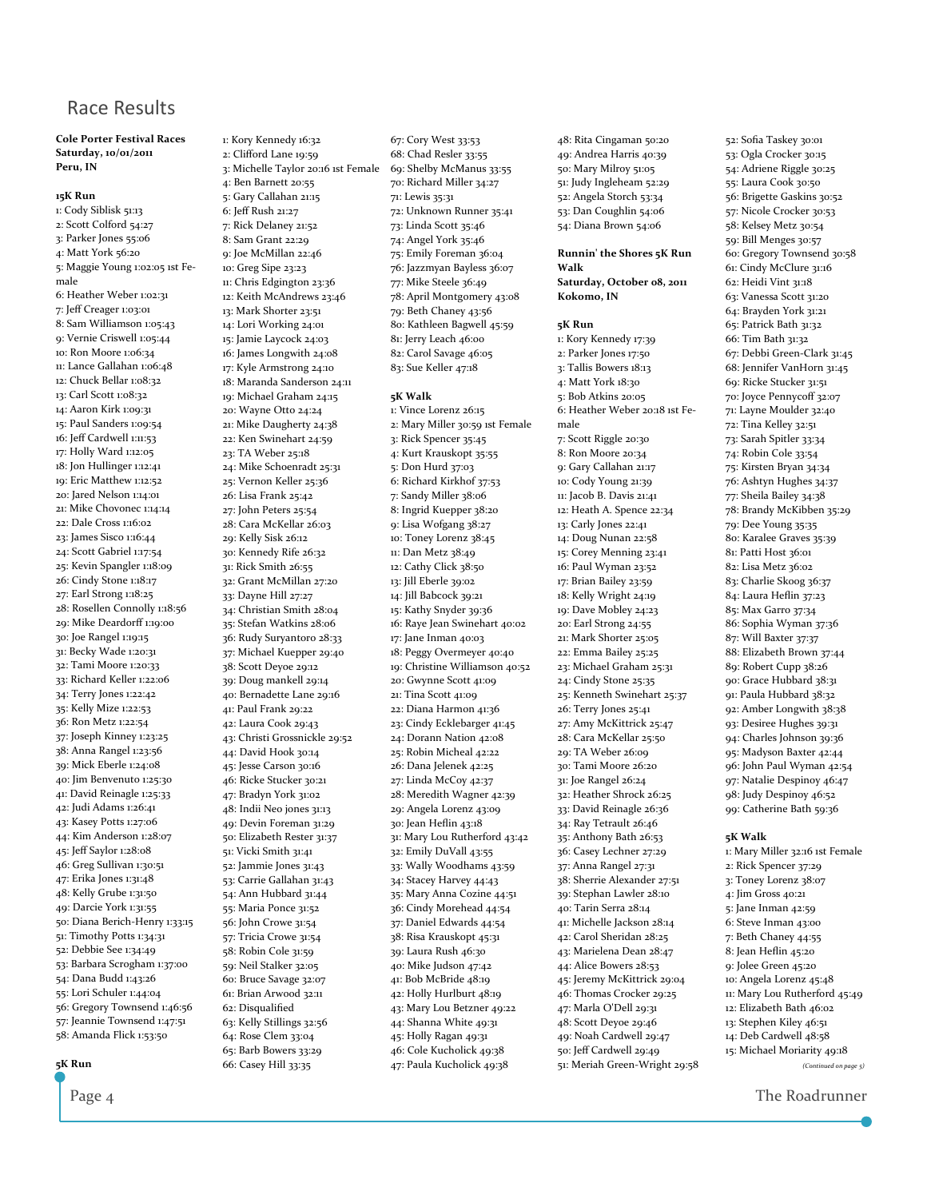# Race Results

**Cole Porter Festival Races**
**Saturday, 10/01/2011**
**Peru, IN**

**15K Run**

1: Cody Siblisk 51:13
2: Scott Colford 54:27
3: Parker Jones 55:06
4: Matt York 56:20
5: Maggie Young 1:02:05 1st Female
6: Heather Weber 1:02:31
7: Jeff Creager 1:03:01
8: Sam Williamson 1:05:43
9: Vernie Criswell 1:05:44
10: Ron Moore 1:06:34
11: Lance Gallahan 1:06:48
12: Chuck Bellar 1:08:32
13: Carl Scott 1:08:32
14: Aaron Kirk 1:09:31
15: Paul Sanders 1:09:54
16: Jeff Cardwell 1:11:53
17: Holly Ward 1:12:05
18: Jon Hullinger 1:12:41
19: Eric Matthew 1:12:52
20: Jared Nelson 1:14:01
21: Mike Chovonec 1:14:14
22: Dale Cross 1:16:02
23: James Sisco 1:16:44
24: Scott Gabriel 1:17:54
25: Kevin Spangler 1:18:09
26: Cindy Stone 1:18:17
27: Earl Strong 1:18:25
28: Rosellen Connolly 1:18:56
29: Mike Deardorff 1:19:00
30: Joe Rangel 1:19:15
31: Becky Wade 1:20:31
32: Tami Moore 1:20:33
33: Richard Keller 1:22:06
34: Terry Jones 1:22:42
35: Kelly Mize 1:22:53
36: Ron Metz 1:22:54
37: Joseph Kinney 1:23:25
38: Anna Rangel 1:23:56
39: Mick Eberle 1:24:08
40: Jim Benvenuto 1:25:30
41: David Reinagle 1:25:33
42: Judi Adams 1:26:41
43: Kasey Potts 1:27:06
44: Kim Anderson 1:28:07
45: Jeff Saylor 1:28:08
46: Greg Sullivan 1:30:51
47: Erika Jones 1:31:48
48: Kelly Grube 1:31:50
49: Darcie York 1:31:55
50: Diana Berich-Henry 1:33:15
51: Timothy Potts 1:34:31
52: Debbie See 1:34:49
53: Barbara Scrogham 1:37:00
54: Dana Budd 1:43:26
55: Lori Schuler 1:44:04
56: Gregory Townsend 1:46:56
57: Jeannie Townsend 1:47:51
58: Amanda Flick 1:53:50

**5K Run**

1: Kory Kennedy 16:32
2: Clifford Lane 19:59
3: Michelle Taylor 20:16 1st Female
4: Ben Barnett 20:55
5: Gary Callahan 21:15
6: Jeff Rush 21:27
7: Rick Delaney 21:52
8: Sam Grant 22:29
9: Joe McMillan 22:46
10: Greg Sipe 23:23
11: Chris Edgington 23:36
12: Keith McAndrews 23:46
13: Mark Shorter 23:51
14: Lori Working 24:01
15: Jamie Laycock 24:03
16: James Longwith 24:08
17: Kyle Armstrong 24:10
18: Maranda Sanderson 24:11
19: Michael Graham 24:15
20: Wayne Otto 24:24
21: Mike Daugherty 24:38
22: Ken Swinehart 24:59
23: TA Weber 25:18
24: Mike Schoenradt 25:31
25: Vernon Keller 25:36
26: Lisa Frank 25:42
27: John Peters 25:54
28: Cara McKellar 26:03
29: Kelly Sisk 26:12
30: Kennedy Rife 26:32
31: Rick Smith 26:55
32: Grant McMillan 27:20
33: Dayne Hill 27:27
34: Christian Smith 28:04
35: Stefan Watkins 28:06
36: Rudy Suryantoro 28:33
37: Michael Kuepper 29:40
38: Scott Deyoe 29:12
39: Doug mankell 29:14
40: Bernadette Lane 29:16
41: Paul Frank 29:22
42: Laura Cook 29:43
43: Christi Grossnickle 29:52
44: David Hook 30:14
45: Jesse Carson 30:16
46: Ricke Stucker 30:21
47: Bradyn York 31:02
48: Indii Neo jones 31:13
49: Devin Foreman 31:29
50: Elizabeth Rester 31:37
51: Vicki Smith 31:41
52: Jammie Jones 31:43
53: Carrie Gallahan 31:43
54: Ann Hubbard 31:44
55: Maria Ponce 31:52
56: John Crowe 31:54
57: Tricia Crowe 31:54
58: Robin Cole 31:59
59: Neil Stalker 32:05
60: Bruce Savage 32:07
61: Brian Arwood 32:11
62: Disqualified
63: Kelly Stillings 32:56
64: Rose Clem 33:04
65: Barb Bowers 33:29
66: Casey Hill 33:35
67: Cory West 33:53
68: Chad Resler 33:55
69: Shelby McManus 33:55
70: Richard Miller 34:27
71: Lewis 35:31
72: Unknown Runner 35:41
73: Linda Scott 35:46
74: Angel York 35:46
75: Emily Foreman 36:04
76: Jazzmyan Bayless 36:07
77: Mike Steele 36:49
78: April Montgomery 43:08
79: Beth Chaney 43:56
80: Kathleen Bagwell 45:59
81: Jerry Leach 46:00
82: Carol Savage 46:05
83: Sue Keller 47:18

**5K Walk**

1: Vince Lorenz 26:15
2: Mary Miller 30:59 1st Female
3: Rick Spencer 35:45
4: Kurt Krauskopt 35:55
5: Don Hurd 37:03
6: Richard Kirkhof 37:53
7: Sandy Miller 38:06
8: Ingrid Kuepper 38:20
9: Lisa Wofgang 38:27
10: Toney Lorenz 38:45
11: Dan Metz 38:49
12: Cathy Click 38:50
13: Jill Eberle 39:02
14: Jill Babcock 39:21
15: Kathy Snyder 39:36
16: Raye Jean Swinehart 40:02
17: Jane Inman 40:03
18: Peggy Overmeyer 40:40
19: Christine Williamson 40:52
20: Gwynne Scott 41:09
21: Tina Scott 41:09
22: Diana Harmon 41:36
23: Cindy Ecklebarger 41:45
24: Dorann Nation 42:08
25: Robin Micheal 42:22
26: Dana Jelenek 42:25
27: Linda McCoy 42:37
28: Meredith Wagner 42:39
29: Angela Lorenz 43:09
30: Jean Heflin 43:18
31: Mary Lou Rutherford 43:42
32: Emily DuVall 43:55
33: Wally Woodhams 43:59
34: Stacey Harvey 44:43
35: Mary Anna Cozine 44:51
36: Cindy Morehead 44:54
37: Daniel Edwards 44:54
38: Risa Krauskopt 45:31
39: Laura Rush 46:30
40: Mike Judson 47:42
41: Bob McBride 48:19
42: Holly Hurlburt 48:19
43: Mary Lou Betzner 49:22
44: Shanna White 49:31
45: Holly Ragan 49:31
46: Cole Kucholick 49:38
47: Paula Kucholick 49:38
48: Rita Cingaman 50:20
49: Andrea Harris 40:39
50: Mary Milroy 51:05
51: Judy Ingleheam 52:29
52: Angela Storch 53:34
53: Dan Coughlin 54:06
54: Diana Brown 54:06

**Runnin' the Shores 5K Run Walk**
**Saturday, October 08, 2011**
**Kokomo, IN**

**5K Run**

1: Kory Kennedy 17:39
2: Parker Jones 17:50
3: Tallis Bowers 18:13
4: Matt York 18:30
5: Bob Atkins 20:05
6: Heather Weber 20:18 1st Female
7: Scott Riggle 20:30
8: Ron Moore 20:34
9: Gary Callahan 21:17
10: Cody Young 21:39
11: Jacob B. Davis 21:41
12: Heath A. Spence 22:34
13: Carly Jones 22:41
14: Doug Nunan 22:58
15: Corey Menning 23:41
16: Paul Wyman 23:52
17: Brian Bailey 23:59
18: Kelly Wright 24:19
19: Dave Mobley 24:23
20: Earl Strong 24:55
21: Mark Shorter 25:05
22: Emma Bailey 25:25
23: Michael Graham 25:31
24: Cindy Stone 25:35
25: Kenneth Swinehart 25:37
26: Terry Jones 25:41
27: Amy McKittrick 25:47
28: Cara McKellar 25:50
29: TA Weber 26:09
30: Tami Moore 26:20
31: Joe Rangel 26:24
32: Heather Shrock 26:25
33: David Reinagle 26:36
34: Ray Tetrault 26:46
35: Anthony Bath 26:53
36: Casey Lechner 27:29
37: Anna Rangel 27:31
38: Sherrie Alexander 27:51
39: Stephan Lawler 28:10
40: Tarin Serra 28:14
41: Michelle Jackson 28:14
42: Carol Sheridan 28:25
43: Marielena Dean 28:47
44: Alice Bowers 28:53
45: Jeremy McKittrick 29:04
46: Thomas Crocker 29:25
47: Marla O'Dell 29:31
48: Scott Deyoe 29:46
49: Noah Cardwell 29:47
50: Jeff Cardwell 29:49
51: Meriah Green-Wright 29:58
52: Sofia Taskey 30:01
53: Ogla Crocker 30:15
54: Adriene Riggle 30:25
55: Laura Cook 30:50
56: Brigette Gaskins 30:52
57: Nicole Crocker 30:53
58: Kelsey Metz 30:54
59: Bill Menges 30:57
60: Gregory Townsend 30:58
61: Cindy McClure 31:16
62: Heidi Vint 31:18
63: Vanessa Scott 31:20
64: Brayden York 31:21
65: Patrick Bath 31:32
66: Tim Bath 31:32
67: Debbi Green-Clark 31:45
68: Jennifer VanHorn 31:45
69: Ricke Stucker 31:51
70: Joyce Pennycoff 32:07
71: Layne Moulder 32:40
72: Tina Kelley 32:51
73: Sarah Spitler 33:34
74: Robin Cole 33:54
75: Kirsten Bryan 34:34
76: Ashtyn Hughes 34:37
77: Sheila Bailey 34:38
78: Brandy McKibben 35:29
79: Dee Young 35:35
80: Karalee Graves 35:39
81: Patti Host 36:01
82: Lisa Metz 36:02
83: Charlie Skoog 36:37
84: Laura Heflin 37:23
85: Max Garro 37:34
86: Sophia Wyman 37:36
87: Will Baxter 37:37
88: Elizabeth Brown 37:44
89: Robert Cupp 38:26
90: Grace Hubbard 38:31
91: Paula Hubbard 38:32
92: Amber Longwith 38:38
93: Desiree Hughes 39:31
94: Charles Johnson 39:36
95: Madyson Baxter 42:44
96: John Paul Wyman 42:54
97: Natalie Despinoy 46:47
98: Judy Despinoy 46:52
99: Catherine Bath 59:36

**5K Walk**

1: Mary Miller 32:16 1st Female
2: Rick Spencer 37:29
3: Toney Lorenz 38:07
4: Jim Gross 40:21
5: Jane Inman 42:59
6: Steve Inman 43:00
7: Beth Chaney 44:55
8: Jean Heflin 45:20
9: Jolee Green 45:20
10: Angela Lorenz 45:48
11: Mary Lou Rutherford 45:49
12: Elizabeth Bath 46:02
13: Stephen Kiley 46:51
14: Deb Cardwell 48:58
15: Michael Moriarity 49:18

*(Continued on page 5)*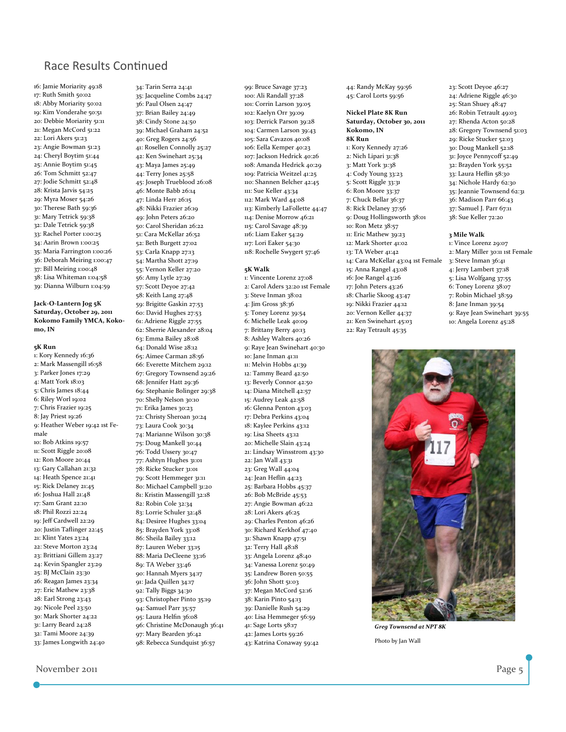# Race Results Continued

16: Jamie Moriarity 49:18
17: Ruth Smith 50:02
18: Abby Moriarity 50:02
19: Kim Vonderahe 50:51
20: Debbie Moriarity 51:11
21: Megan McCord 51:22
22: Lori Akers 51:23
23: Angie Bowman 51:23
24: Cheryl Boytim 51:44
25: Annie Boytim 51:45
26: Tom Schmitt 52:47
27: Jodie Schmitt 52:48
28: Krista Jarvis 54:25
29: Myra Moser 54:26
30: Therese Bath 59:36
31: Mary Tetrick 59:38
32: Dale Tetrick 59:38
33: Rachel Porter 1:00:25
34: Aarin Brown 1:00:25
35: Maria Farrington 1:00:26
36: Deborah Meiring 1:00:47
37: Bill Meiring 1:00:48
38: Lisa Whiteman 1:04:58
39: Dianna Wilburn 1:04:59

**Jack-O-Lantern Jog 5K**
**Saturday, October 29, 2011**
**Kokomo Family YMCA, Kokomo, IN**

**5K Run**
1: Kory Kennedy 16:36
2: Mark Massengill 16:58
3: Parker Jones 17:29
4: Matt York 18:03
5: Chris James 18:44
6: Riley Worl 19:02
7: Chris Frazier 19:25
8: Jay Priest 19:26
9: Heather Weber 19:42 1st Female
10: Bob Atkins 19:57
11: Scott Riggle 20:08
12: Ron Moore 20:44
13: Gary Callahan 21:32
14: Heath Spence 21:41
15: Rick Delaney 21:45
16: Joshua Hall 21:48
17: Sam Grant 22:10
18: Phil Rozzi 22:24
19: Jeff Cardwell 22:29
20: Justin Taflinger 22:45
21: Klint Yates 23:24
22: Steve Morton 23:24
23: Brittiani Gillem 23:27
24: Kevin Spangler 23:29
25: BJ McClain 23:30
26: Reagan James 23:34
27: Eric Mathew 23:38
28: Earl Strong 23:43
29: Nicole Peel 23:50
30: Mark Shorter 24:22
31: Larry Beard 24:28
32: Tami Moore 24:39
33: James Longwith 24:40
34: Tarin Serra 24:41
35: Jacqueline Combs 24:47
36: Paul Olsen 24:47
37: Brian Bailey 24:49
38: Cindy Stone 24:50
39: Michael Graham 24:52
40: Greg Rogers 24:56
41: Rosellen Connolly 25:27
42: Ken Swinehart 25:34
43: Maya James 25:49
44: Terry Jones 25:58
45: Joseph Trueblood 26:08
46: Monte Babb 26:14
47: Linda Herr 26:15
48: Nikki Frazier 26:19
49: John Peters 26:20
50: Carol Sheridan 26:22
51: Cara McKellar 26:52
52: Beth Burgett 27:02
53: Carla Knapp 27:13
54: Martha Shott 27:19
55: Vernon Keller 27:20
56: Amy Lytle 27:29
57: Scott Deyoe 27:42
58: Keith Lang 27:48
59: Brigitte Gaskin 27:53
60: David Hughes 27:53
61: Adriene Riggle 27:55
62: Sherrie Alexander 28:04
63: Emma Bailey 28:08
64: Donald Wise 28:12
65: Aimee Carman 28:56
66: Everette Mitchem 29:12
67: Gregory Townsend 29:26
68: Jennifer Hatt 29:36
69: Stephanie Bolinger 29:38
70: Shelly Nelson 30:10
71: Erika James 30:23
72: Christy Sheroan 30:24
73: Laura Cook 30:34
74: Marianne Wilson 30:38
75: Doug Mankell 30:44
76: Todd Ussery 30:47
77: Ashtyn Hughes 31:01
78: Ricke Stucker 31:01
79: Scott Hemmeger 31:11
80: Michael Campbell 31:20
81: Kristin Massengill 32:18
82: Robin Cole 32:34
83: Lorrie Schuler 32:48
84: Desiree Hughes 33:04
85: Brayden York 33:08
86: Sheila Bailey 33:12
87: Lauren Weber 33:15
88: Maria DeCleene 33:16
89: TA Weber 33:46
90: Hannah Myers 34:17
91: Jada Quillen 34:17
92: Tally Biggs 34:30
93: Christopher Pinto 35:19
94: Samuel Parr 35:57
95: Laura Helfin 36:08
96: Christine McDonaugh 36:41
97: Mary Bearden 36:42
98: Rebecca Sundquist 36:57
99: Bruce Savage 37:23
100: Ali Randall 37:28
101: Corrin Larson 39:05
102: Kaelyn Orr 39:09
103: Derrick Parson 39:28
104: Carmen Larson 39:43
105: Sara Cavazos 40:08
106: Eella Kemper 40:23
107: Jackson Hedrick 40:26
108: Amanda Hedrick 40:29
109: Patricia Weitzel 41:25
110: Shannen Belcher 42:45
111: Sue Keller 43:34
112: Mark Ward 44:08
113: Kimberly LaFollette 44:47
114: Denise Morrow 46:21
115: Carol Savage 48:39
116: Liam Eaker 54:29
117: Lori Eaker 54:30
118: Rochelle Swygert 57:46

**5K Walk**
1: Vincente Lorenz 27:08
2: Carol Aders 32:20 1st Female
3: Steve Inman 38:02
4: Jim Gross 38:36
5: Toney Lorenz 39:54
6: Michelle Leak 40:09
7: Brittany Berry 40:13
8: Ashley Walters 40:26
9: Raye Jean Swinehart 40:30
10: Jane Inman 41:11
11: Melvin Hobbs 41:39
12: Tammy Beard 42:50
13: Beverly Connor 42:50
14: Diana Mitchell 42:57
15: Audrey Leak 42:58
16: Glenna Penton 43:03
17: Debra Perkins 43:04
18: Kaylee Perkins 43:12
19: Lisa Sheets 43:12
20: Michelle Slain 43:24
21: Lindsay Winsstrom 43:30
22: Jan Wall 43:31
23: Greg Wall 44:04
24: Jean Heflin 44:23
25: Barbara Hobbs 45:37
26: Bob McBride 45:53
27: Angie Bowman 46:22
28: Lori Akers 46:25
29: Charles Penton 46:26
30: Richard Kerkhof 47:40
31: Shawn Knapp 47:51
32: Terry Hall 48:18
33: Angela Lorenz 48:40
34: Vanessa Lorenz 50:49
35: Landrew Boren 50:55
36: John Shott 51:03
37: Megan McCord 52:16
38: Karin Pinto 54:13
39: Danielle Rush 54:29
40: Lisa Hemmeger 56:59
41: Sage Lorts 58:17
42: James Lorts 59:26
43: Katrina Conaway 59:42
44: Randy McKay 59:56
45: Carol Lorts 59:56

**Nickel Plate 8K Run**
**Saturday, October 30, 2011**
**Kokomo, IN**

**8K Run**
1: Kory Kennedy 27:26
2: Nich Lipari 31:38
3: Matt York 31:38
4: Cody Young 33:23
5: Scott Riggle 33:31
6: Ron Moore 33:37
7: Chuck Bellar 36:37
8: Rick Delaney 37:56
9: Doug Hollingsworth 38:01
10: Ron Metz 38:57
11: Eric Mathew 39:23
12: Mark Shorter 41:02
13: TA Weber 41:42
14: Cara McKellar 43:04 1st Female
15: Anna Rangel 43:08
16: Joe Rangel 43:26
17: John Peters 43:26
18: Charlie Skoog 43:47
19: Nikki Frazier 44:12
20: Vernon Keller 44:37
21: Ken Swinehart 45:03
22: Ray Tetrault 45:35
23: Scott Deyoe 46:27
24: Adriene Riggle 46:30
25: Stan Shuey 48:47
26: Robin Tetrault 49:03
27: Rhenda Acton 50:28
28: Gregory Townsend 51:03
29: Ricke Stucker 52:03
30: Doug Mankell 52:18
31: Joyce Pennycoff 52:49
32: Brayden York 55:52
33: Laura Heflin 58:30
34: Nichole Hardy 62:30
35: Jeannie Townsend 62:31
36: Madison Parr 66:43
37: Samuel J. Parr 67:11
38: Sue Keller 72:20

**3 Mile Walk**
1: Vince Lorenz 29:07
2: Mary Miller 30:11 1st Female
3: Steve Inman 36:41
4: Jerry Lambert 37:18
5: Lisa Wolfgang 37:55
6: Toney Lorenz 38:07
7: Robin Michael 38:59
8: Jane Inman 39:54
9: Raye Jean Swinehart 39:55
10: Angela Lorenz 45:28

*Greg Townsend at NPT 8K*

Photo by Jan Wall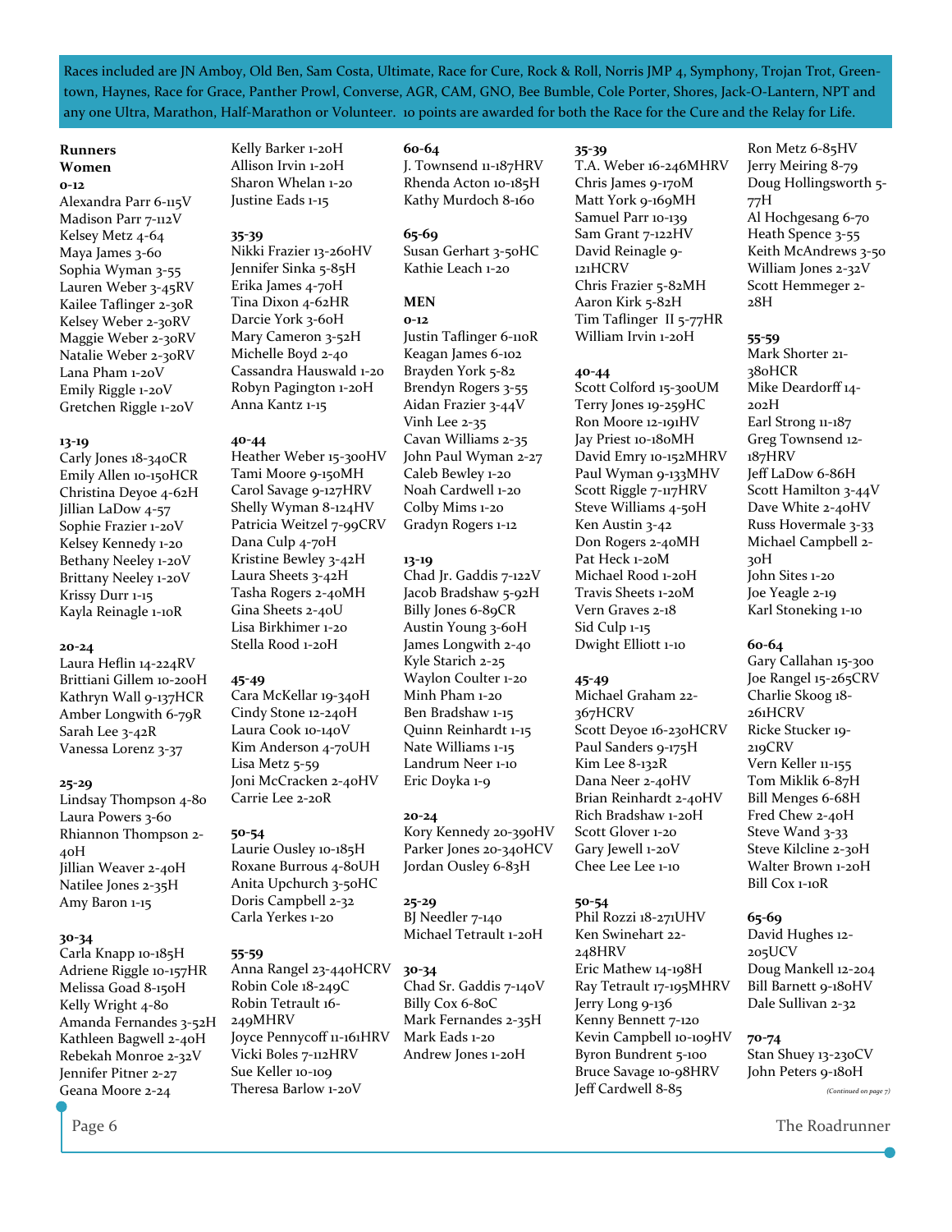Races included are JN Amboy, Old Ben, Sam Costa, Ultimate, Race for Cure, Rock & Roll, Norris JMP 4, Symphony, Trojan Trot, Greentown, Haynes, Race for Grace, Panther Prowl, Converse, AGR, CAM, GNO, Bee Bumble, Cole Porter, Shores, Jack-O-Lantern, NPT and any one Ultra, Marathon, Half-Marathon or Volunteer. 10 points are awarded for both the Race for the Cure and the Relay for Life.

**Runners**

**Women**

**0-12**

Alexandra Parr 6-115V
Madison Parr 7-112V
Kelsey Metz 4-64
Maya James 3-60
Sophia Wyman 3-55
Lauren Weber 3-45RV
Kailee Taflinger 2-30R
Kelsey Weber 2-30RV
Maggie Weber 2-30RV
Natalie Weber 2-30RV
Lana Pham 1-20V
Emily Riggle 1-20V
Gretchen Riggle 1-20V

**13-19**

Carly Jones 18-340CR
Emily Allen 10-150HCR
Christina Deyoe 4-62H
Jillian LaDow 4-57
Sophie Frazier 1-20V
Kelsey Kennedy 1-20
Bethany Neeley 1-20V
Brittany Neeley 1-20V
Krissy Durr 1-15
Kayla Reinagle 1-10R

**20-24**

Laura Heflin 14-224RV
Brittiani Gillem 10-200H
Kathryn Wall 9-137HCR
Amber Longwith 6-79R
Sarah Lee 3-42R
Vanessa Lorenz 3-37

**25-29**

Lindsay Thompson 4-80
Laura Powers 3-60
Rhiannon Thompson 2-40H
Jillian Weaver 2-40H
Natilee Jones 2-35H
Amy Baron 1-15

**30-34**

Carla Knapp 10-185H
Adriene Riggle 10-157HR
Melissa Goad 8-150H
Kelly Wright 4-80
Amanda Fernandes 3-52H
Kathleen Bagwell 2-40H
Rebekah Monroe 2-32V
Jennifer Pitner 2-27
Geana Moore 2-24
Kelly Barker 1-20H
Allison Irvin 1-20H
Sharon Whelan 1-20
Justine Eads 1-15

**35-39**

Nikki Frazier 13-260HV
Jennifer Sinka 5-85H
Erika James 4-70H
Tina Dixon 4-62HR
Darcie York 3-60H
Mary Cameron 3-52H
Michelle Boyd 2-40
Cassandra Hauswald 1-20
Robyn Pagington 1-20H
Anna Kantz 1-15

**40-44**

Heather Weber 15-300HV
Tami Moore 9-150MH
Carol Savage 9-127HRV
Shelly Wyman 8-124HV
Patricia Weitzel 7-99CRV
Dana Culp 4-70H
Kristine Bewley 3-42H
Laura Sheets 3-42H
Tasha Rogers 2-40MH
Gina Sheets 2-40U
Lisa Birkhimer 1-20
Stella Rood 1-20H

**45-49**

Cara McKellar 19-340H
Cindy Stone 12-240H
Laura Cook 10-140V
Kim Anderson 4-70UH
Lisa Metz 5-59
Joni McCracken 2-40HV
Carrie Lee 2-20R

**50-54**

Laurie Ousley 10-185H
Roxane Burrous 4-80UH
Anita Upchurch 3-50HC
Doris Campbell 2-32
Carla Yerkes 1-20

**55-59**

Anna Rangel 23-440HCRV
Robin Cole 18-249C
Robin Tetrault 16-249MHRV
Joyce Pennycoff 11-161HRV
Vicki Boles 7-112HRV
Sue Keller 10-109
Theresa Barlow 1-20V

**60-64**

J. Townsend 11-187HRV
Rhenda Acton 10-185H
Kathy Murdoch 8-160

**65-69**

Susan Gerhart 3-50HC
Kathie Leach 1-20

**MEN**

**0-12**

Justin Taflinger 6-110R
Keagan James 6-102
Brayden York 5-82
Brendyn Rogers 3-55
Aidan Frazier 3-44V
Vinh Lee 2-35
Cavan Williams 2-35
John Paul Wyman 2-27
Caleb Bewley 1-20
Noah Cardwell 1-20
Colby Mims 1-20
Gradyn Rogers 1-12

**13-19**

Chad Jr. Gaddis 7-122V
Jacob Bradshaw 5-92H
Billy Jones 6-89CR
Austin Young 3-60H
James Longwith 2-40
Kyle Starich 2-25
Waylon Coulter 1-20
Minh Pham 1-20
Ben Bradshaw 1-15
Quinn Reinhardt 1-15
Nate Williams 1-15
Landrum Neer 1-10
Eric Doyka 1-9

**20-24**

Kory Kennedy 20-390HV
Parker Jones 20-340HCV
Jordan Ousley 6-83H

**25-29**

BJ Needler 7-140
Michael Tetrault 1-20H

**30-34**

Chad Sr. Gaddis 7-140V
Billy Cox 6-80C
Mark Fernandes 2-35H
Mark Eads 1-20
Andrew Jones 1-20H

**35-39**

T.A. Weber 16-246MHRV
Chris James 9-170M
Matt York 9-169MH
Samuel Parr 10-139
Sam Grant 7-122HV
David Reinagle 9-121HCRV
Chris Frazier 5-82MH
Aaron Kirk 5-82H
Tim Taflinger II 5-77HR
William Irvin 1-20H

**40-44**

Scott Colford 15-300UM
Terry Jones 19-259HC
Ron Moore 12-191HV
Jay Priest 10-180MH
David Emry 10-152MHRV
Paul Wyman 9-133MHV
Scott Riggle 7-117HRV
Steve Williams 4-50H
Ken Austin 3-42
Don Rogers 2-40MH
Pat Heck 1-20M
Michael Rood 1-20H
Travis Sheets 1-20M
Vern Graves 2-18
Sid Culp 1-15
Dwight Elliott 1-10

**45-49**

Michael Graham 22-367HCRV
Scott Deyoe 16-230HCRV
Paul Sanders 9-175H
Kim Lee 8-132R
Dana Neer 2-40HV
Brian Reinhardt 2-40HV
Rich Bradshaw 1-20H
Scott Glover 1-20
Gary Jewell 1-20V
Chee Lee Lee 1-10

**50-54**

Phil Rozzi 18-271UHV
Ken Swinehart 22-248HRV
Eric Mathew 14-198H
Ray Tetrault 17-195MHRV
Jerry Long 9-136
Kenny Bennett 7-120
Kevin Campbell 10-109HV
Byron Bundrent 5-100
Bruce Savage 10-98HRV
Jeff Cardwell 8-85
Ron Metz 6-85HV
Jerry Meiring 8-79
Doug Hollingsworth 5-77H
Al Hochgesang 6-70
Heath Spence 3-55
Keith McAndrews 3-50
William Jones 2-32V
Scott Hemmeger 2-28H

**55-59**

Mark Shorter 21-380HCR
Mike Deardorff 14-202H
Earl Strong 11-187
Greg Townsend 12-187HRV
Jeff LaDow 6-86H
Scott Hamilton 3-44V
Dave White 2-40HV
Russ Hovermale 3-33
Michael Campbell 2-30H
John Sites 1-20
Joe Yeagle 2-19
Karl Stoneking 1-10

**60-64**

Gary Callahan 15-300
Joe Rangel 15-265CRV
Charlie Skoog 18-261HCRV
Ricke Stucker 19-219CRV
Vern Keller 11-155
Tom Miklik 6-87H
Bill Menges 6-68H
Fred Chew 2-40H
Steve Wand 3-33
Steve Kilcline 2-30H
Walter Brown 1-20H
Bill Cox 1-10R

**65-69**

David Hughes 12-205UCV
Doug Mankell 12-204
Bill Barnett 9-180HV
Dale Sullivan 2-32

**70-74**

Stan Shuey 13-230CV
John Peters 9-180H

*(Continued on page 7)*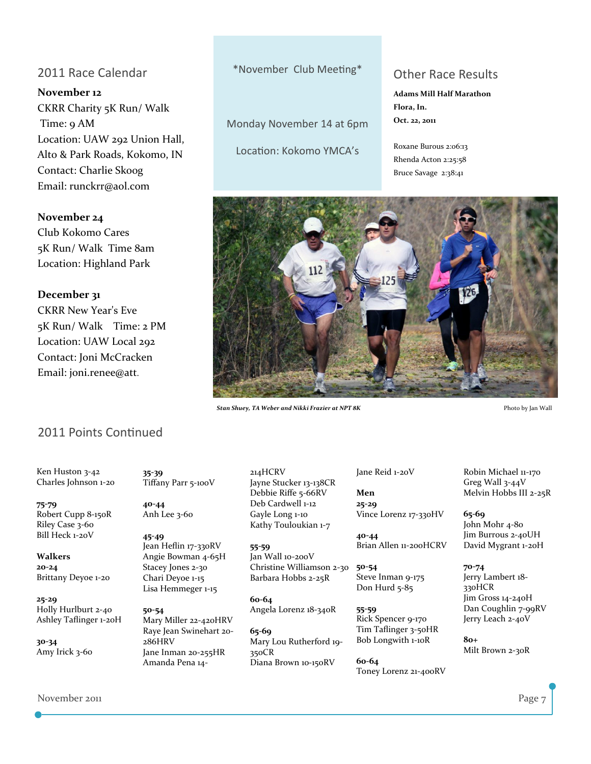## 2011 Race Calendar

**November 12**
CKRR Charity 5K Run/ Walk
Time: 9 AM
Location: UAW 292 Union Hall, Alto & Park Roads, Kokomo, IN
Contact: Charlie Skoog
Email: runckrr@aol.com

**November 24**
Club Kokomo Cares
5K Run/ Walk Time 8am
Location: Highland Park

**December 31**
CKRR New Year's Eve
5K Run/ Walk Time: 2 PM
Location: UAW Local 292
Contact: Joni McCracken
Email: joni.renee@att.

*November Club Meeting*

Monday November 14 at 6pm

Location: Kokomo YMCA's

## Other Race Results

**Adams Mill Half Marathon**
**Flora, In.**
**Oct. 22, 2011**

Roxane Burous 2:06:13
Rhenda Acton 2:25:58
Bruce Savage 2:38:41

*Stan Shuey, TA Weber and Nikki Frazier at NPT 8K*

Photo by Jan Wall

## 2011 Points Continued

Ken Huston 3-42
Charles Johnson 1-20

**75-79**
Robert Cupp 8-150R
Riley Case 3-60
Bill Heck 1-20V

**Walkers**
**20-24**
Brittany Deyoe 1-20

**25-29**
Holly Hurlburt 2-40
Ashley Taflinger 1-20H

**30-34**
Amy Irick 3-60

**35-39**
Tiffany Parr 5-100V

**40-44**
Anh Lee 3-60

**45-49**
Jean Heflin 17-330RV
Angie Bowman 4-65H
Stacey Jones 2-30
Chari Deyoe 1-15
Lisa Hemmeger 1-15

**50-54**
Mary Miller 22-420HRV
Raye Jean Swinehart 20-286HRV
Jane Inman 20-255HR
Amanda Pena 14-214HCRV
Jayne Stucker 13-138CR
Debbie Riffe 5-66RV
Deb Cardwell 1-12
Gayle Long 1-10
Kathy Touloukian 1-7

**55-59**
Jan Wall 10-200V
Christine Williamson 2-30
Barbara Hobbs 2-25R

**60-64**
Angela Lorenz 18-340R

**65-69**
Mary Lou Rutherford 19-350CR
Diana Brown 10-150RV
Jane Reid 1-20V

**Men**
**25-29**
Vince Lorenz 17-330HV

**40-44**
Brian Allen 11-200HCRV

**50-54**
Steve Inman 9-175
Don Hurd 5-85

**55-59**
Rick Spencer 9-170
Tim Taflinger 3-50HR
Bob Longwith 1-10R

**60-64**
Toney Lorenz 21-400RV
Robin Michael 11-170
Greg Wall 3-44V
Melvin Hobbs III 2-25R

**65-69**
John Mohr 4-80
Jim Burrous 2-40UH
David Mygrant 1-20H

**70-74**
Jerry Lambert 18-330HCR
Jim Gross 14-240H
Dan Coughlin 7-99RV
Jerry Leach 2-40V

**80+**
Milt Brown 2-30R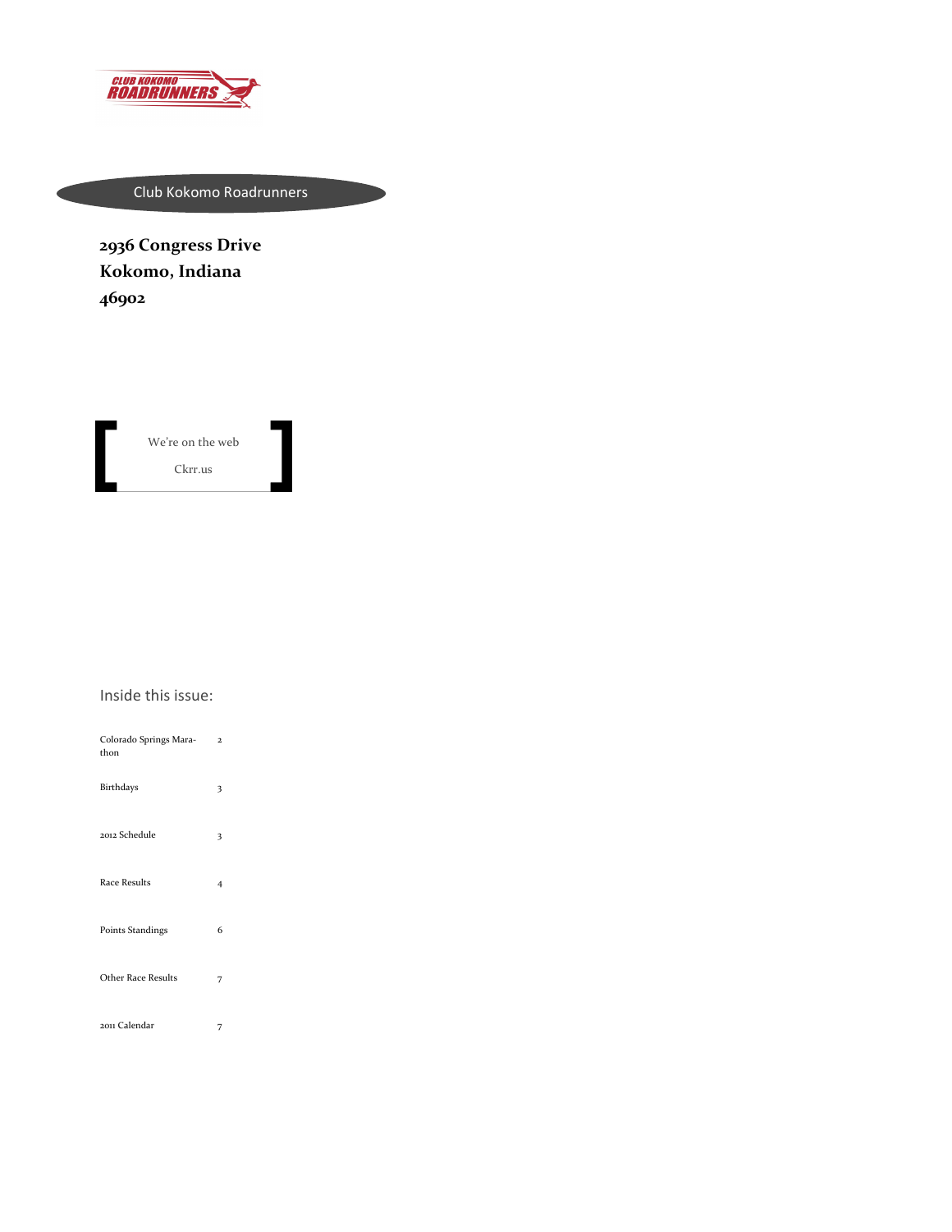Club Kokomo Roadrunners

**2936 Congress Drive**
**Kokomo, Indiana**
**46902**

We're on the web

Ckrr.us

Inside this issue:

| | |
|---|---|
| Colorado Springs Marathon | 2 |
| Birthdays | 3 |
| 2012 Schedule | 3 |
| Race Results | 4 |
| Points Standings | 6 |
| Other Race Results | 7 |
| 2011 Calendar | 7 |